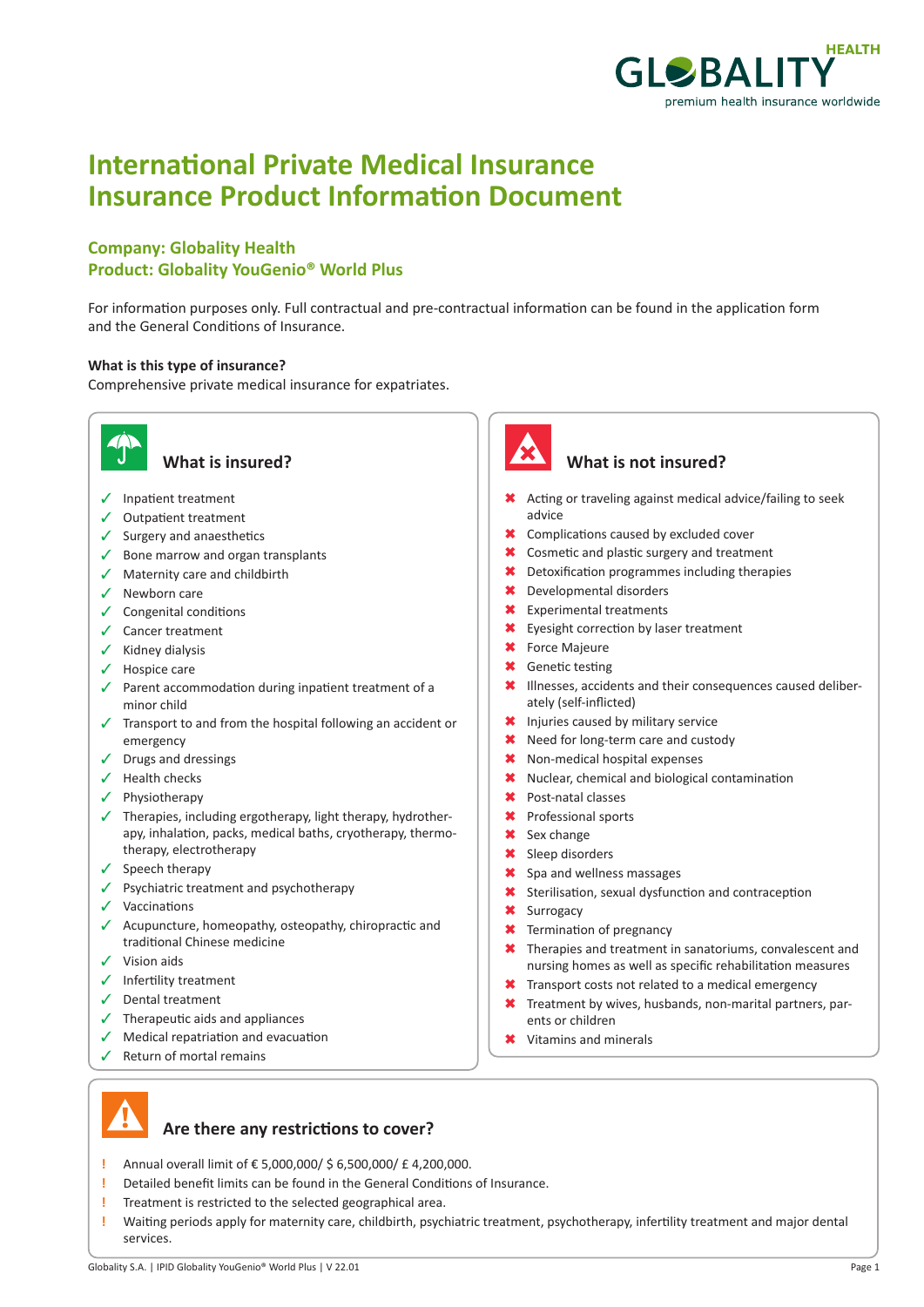# International Private Medical Insurance
# Insurance Product Information Document

**Company: Globality Health**
**Product: Globality YouGenio® World Plus**

For information purposes only. Full contractual and pre-contractual information can be found in the application form and the General Conditions of Insurance.

**What is this type of insurance?**
Comprehensive private medical insurance for expatriates.

## What is insured?

- ✓ Inpatient treatment
- ✓ Outpatient treatment
- ✓ Surgery and anaesthetics
- ✓ Bone marrow and organ transplants
- ✓ Maternity care and childbirth
- ✓ Newborn care
- ✓ Congenital conditions
- ✓ Cancer treatment
- ✓ Kidney dialysis
- ✓ Hospice care
- ✓ Parent accommodation during inpatient treatment of a minor child
- ✓ Transport to and from the hospital following an accident or emergency
- ✓ Drugs and dressings
- ✓ Health checks
- ✓ Physiotherapy
- ✓ Therapies, including ergotherapy, light therapy, hydrotherapy, inhalation, packs, medical baths, cryotherapy, thermotherapy, electrotherapy
- ✓ Speech therapy
- ✓ Psychiatric treatment and psychotherapy
- ✓ Vaccinations
- ✓ Acupuncture, homeopathy, osteopathy, chiropractic and traditional Chinese medicine
- ✓ Vision aids
- ✓ Infertility treatment
- ✓ Dental treatment
- ✓ Therapeutic aids and appliances
- ✓ Medical repatriation and evacuation
- ✓ Return of mortal remains

## What is not insured?

- ✖ Acting or traveling against medical advice/failing to seek advice
- ✖ Complications caused by excluded cover
- ✖ Cosmetic and plastic surgery and treatment
- ✖ Detoxification programmes including therapies
- ✖ Developmental disorders
- ✖ Experimental treatments
- ✖ Eyesight correction by laser treatment
- ✖ Force Majeure
- ✖ Genetic testing
- ✖ Illnesses, accidents and their consequences caused deliberately (self-inflicted)
- ✖ Injuries caused by military service
- ✖ Need for long-term care and custody
- ✖ Non-medical hospital expenses
- ✖ Nuclear, chemical and biological contamination
- ✖ Post-natal classes
- ✖ Professional sports
- ✖ Sex change
- ✖ Sleep disorders
- ✖ Spa and wellness massages
- ✖ Sterilisation, sexual dysfunction and contraception
- ✖ Surrogacy
- ✖ Termination of pregnancy
- ✖ Therapies and treatment in sanatoriums, convalescent and nursing homes as well as specific rehabilitation measures
- ✖ Transport costs not related to a medical emergency
- ✖ Treatment by wives, husbands, non-marital partners, parents or children
- ✖ Vitamins and minerals

## Are there any restrictions to cover?

- ! Annual overall limit of € 5,000,000/ $ 6,500,000/ £ 4,200,000.
- ! Detailed benefit limits can be found in the General Conditions of Insurance.
- ! Treatment is restricted to the selected geographical area.
- ! Waiting periods apply for maternity care, childbirth, psychiatric treatment, psychotherapy, infertility treatment and major dental services.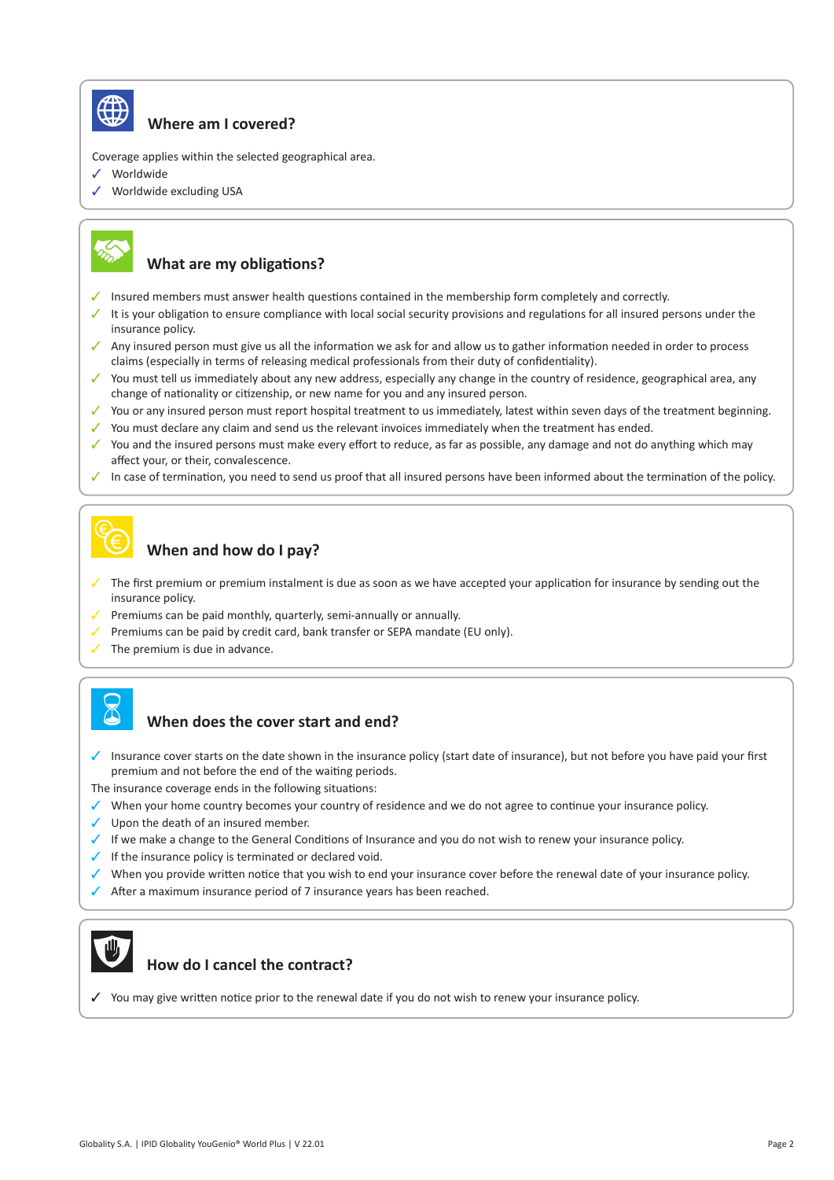## Where am I covered?

Coverage applies within the selected geographical area.

- ✓ Worldwide
- ✓ Worldwide excluding USA

## What are my obligations?

- ✓ Insured members must answer health questions contained in the membership form completely and correctly.
- ✓ It is your obligation to ensure compliance with local social security provisions and regulations for all insured persons under the insurance policy.
- ✓ Any insured person must give us all the information we ask for and allow us to gather information needed in order to process claims (especially in terms of releasing medical professionals from their duty of confidentiality).
- ✓ You must tell us immediately about any new address, especially any change in the country of residence, geographical area, any change of nationality or citizenship, or new name for you and any insured person.
- ✓ You or any insured person must report hospital treatment to us immediately, latest within seven days of the treatment beginning.
- ✓ You must declare any claim and send us the relevant invoices immediately when the treatment has ended.
- ✓ You and the insured persons must make every effort to reduce, as far as possible, any damage and not do anything which may affect your, or their, convalescence.
- ✓ In case of termination, you need to send us proof that all insured persons have been informed about the termination of the policy.

## When and how do I pay?

- ✓ The first premium or premium instalment is due as soon as we have accepted your application for insurance by sending out the insurance policy.
- ✓ Premiums can be paid monthly, quarterly, semi-annually or annually.
- ✓ Premiums can be paid by credit card, bank transfer or SEPA mandate (EU only).
- ✓ The premium is due in advance.

## When does the cover start and end?

- ✓ Insurance cover starts on the date shown in the insurance policy (start date of insurance), but not before you have paid your first premium and not before the end of the waiting periods.

The insurance coverage ends in the following situations:

- ✓ When your home country becomes your country of residence and we do not agree to continue your insurance policy.
- ✓ Upon the death of an insured member.
- ✓ If we make a change to the General Conditions of Insurance and you do not wish to renew your insurance policy.
- ✓ If the insurance policy is terminated or declared void.
- ✓ When you provide written notice that you wish to end your insurance cover before the renewal date of your insurance policy.
- ✓ After a maximum insurance period of 7 insurance years has been reached.

## How do I cancel the contract?

- ✓ You may give written notice prior to the renewal date if you do not wish to renew your insurance policy.